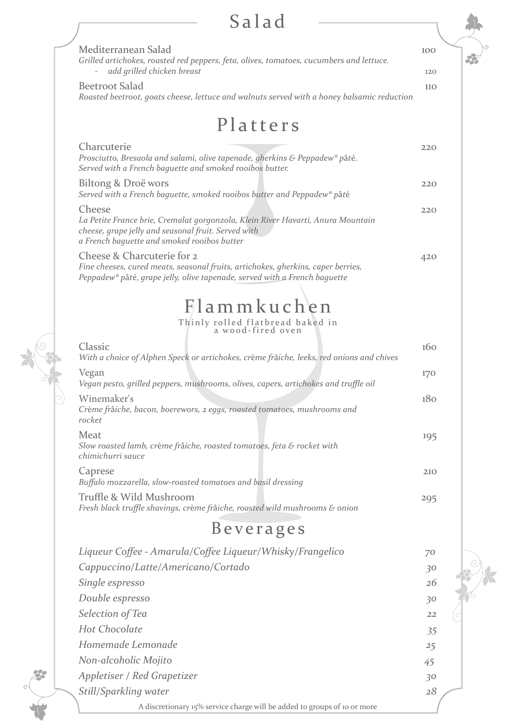# Salad

Mediterranean Salad 100
*Grilled artichokes, roasted red peppers, feta, olives, tomatoes, cucumbers and lettuce.*
- *add grilled chicken breast* 120

Beetroot Salad 110
*Roasted beetroot, goats cheese, lettuce and walnuts served with a honey balsamic reduction*

# Platters

Charcuterie 220
*Prosciutto, Bresaola and salami, olive tapenade, gherkins & Peppadew® pâté. Served with a French baguette and smoked rooibos butter.*

Biltong & Droë wors 220
*Served with a French baguette, smoked rooibos butter and Peppadew® pâté*

Cheese 220
*La Petite France brie, Cremalat gorgonzola, Klein River Havarti, Anura Mountain cheese, grape jelly and seasonal fruit. Served with a French baguette and smoked rooibos butter*

Cheese & Charcuterie for 2 420
*Fine cheeses, cured meats, seasonal fruits, artichokes, gherkins, caper berries, Peppadew® pâté, grape jelly, olive tapenade, served with a French baguette*

# Flammkuchen

Thinly rolled flatbread baked in a wood-fired oven

Classic 160
*With a choice of Alphen Speck or artichokes, crème frâiche, leeks, red onions and chives*

Vegan 170
*Vegan pesto, grilled peppers, mushrooms, olives, capers, artichokes and truffle oil*

Winemaker's 180
*Crème frâiche, bacon, boerewors, 2 eggs, roasted tomatoes, mushrooms and rocket*

Meat 195
*Slow roasted lamb, crème frâiche, roasted tomatoes, feta & rocket with chimichurri sauce*

Caprese 210
*Buffalo mozzarella, slow-roasted tomatoes and basil dressing*

Truffle & Wild Mushroom 295
*Fresh black truffle shavings, crème frâiche, roasted wild mushrooms & onion*

# Beverages

*Liqueur Coffee - Amarula/Coffee Liqueur/Whisky/Frangelico* 70
*Cappuccino/Latte/Americano/Cortado* 30
*Single espresso* 26
*Double espresso* 30
*Selection of Tea* 22
*Hot Chocolate* 35
*Homemade Lemonade* 25
*Non-alcoholic Mojito* 45
*Appletiser / Red Grapetizer* 30
*Still/Sparkling water* 28

A discretionary 15% service charge will be added to groups of 10 or more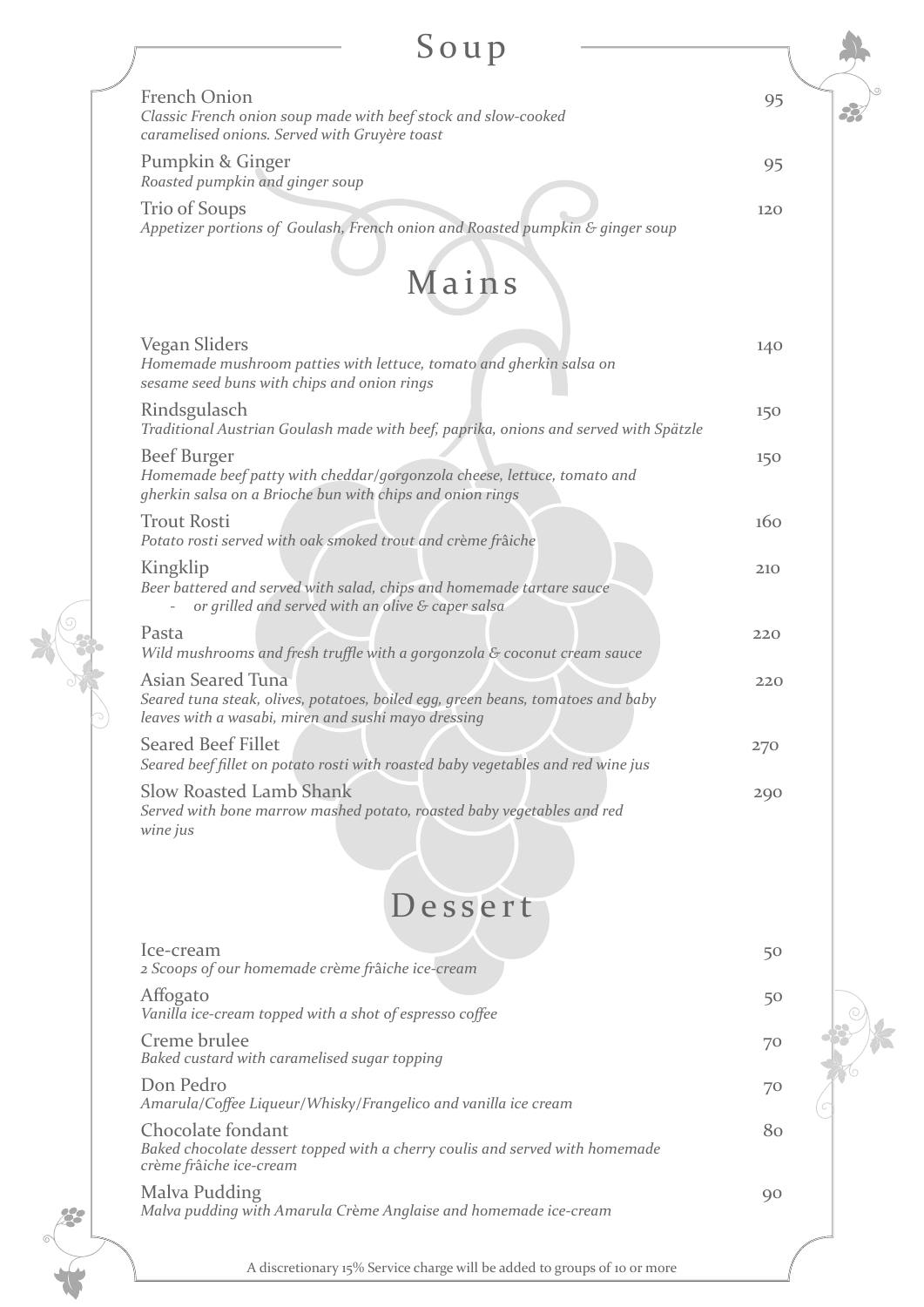## Soup

French Onion 95
*Classic French onion soup made with beef stock and slow-cooked caramelised onions. Served with Gruyère toast*

Pumpkin & Ginger 95
*Roasted pumpkin and ginger soup*

Trio of Soups 120
*Appetizer portions of Goulash, French onion and Roasted pumpkin & ginger soup*

## Mains

Vegan Sliders 140
*Homemade mushroom patties with lettuce, tomato and gherkin salsa on sesame seed buns with chips and onion rings*

Rindsgulasch 150
*Traditional Austrian Goulash made with beef, paprika, onions and served with Spätzle*

Beef Burger 150
*Homemade beef patty with cheddar/gorgonzola cheese, lettuce, tomato and gherkin salsa on a Brioche bun with chips and onion rings*

Trout Rosti 160
*Potato rosti served with oak smoked trout and crème frâiche*

Kingklip 210
*Beer battered and served with salad, chips and homemade tartare sauce*
- *or grilled and served with an olive & caper salsa*

Pasta 220
*Wild mushrooms and fresh truffle with a gorgonzola & coconut cream sauce*

Asian Seared Tuna 220
*Seared tuna steak, olives, potatoes, boiled egg, green beans, tomatoes and baby leaves with a wasabi, miren and sushi mayo dressing*

Seared Beef Fillet 270
*Seared beef fillet on potato rosti with roasted baby vegetables and red wine jus*

Slow Roasted Lamb Shank 290
*Served with bone marrow mashed potato, roasted baby vegetables and red wine jus*

## Dessert

Ice-cream 50
*2 Scoops of our homemade crème frâiche ice-cream*

Affogato 50
*Vanilla ice-cream topped with a shot of espresso coffee*

Creme brulee 70
*Baked custard with caramelised sugar topping*

Don Pedro 70
*Amarula/Coffee Liqueur/Whisky/Frangelico and vanilla ice cream*

Chocolate fondant 80
*Baked chocolate dessert topped with a cherry coulis and served with homemade crème frâiche ice-cream*

Malva Pudding 90
*Malva pudding with Amarula Crème Anglaise and homemade ice-cream*

A discretionary 15% Service charge will be added to groups of 10 or more